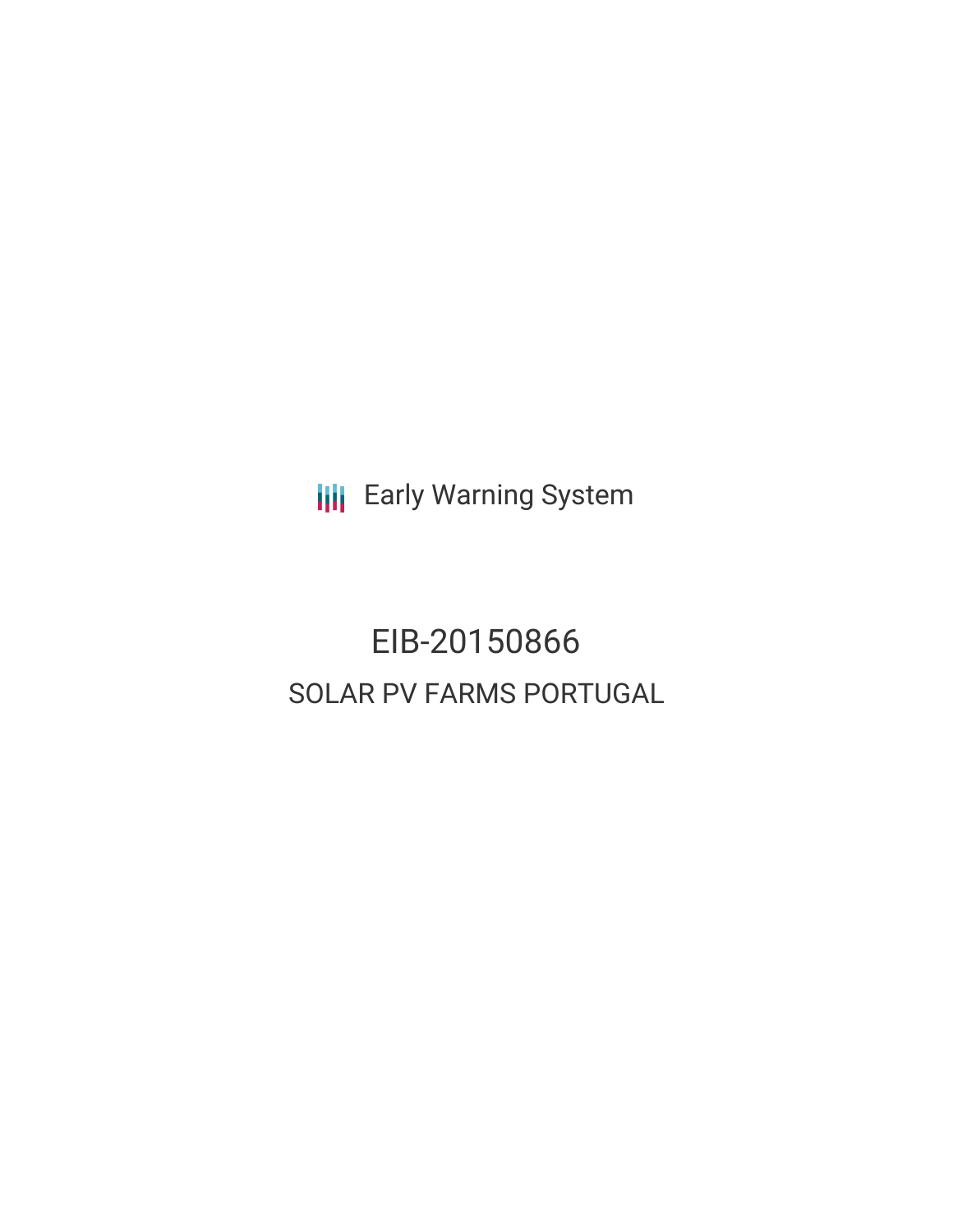Early Warning System

# EIB-20150866

## SOLAR PV FARMS PORTUGAL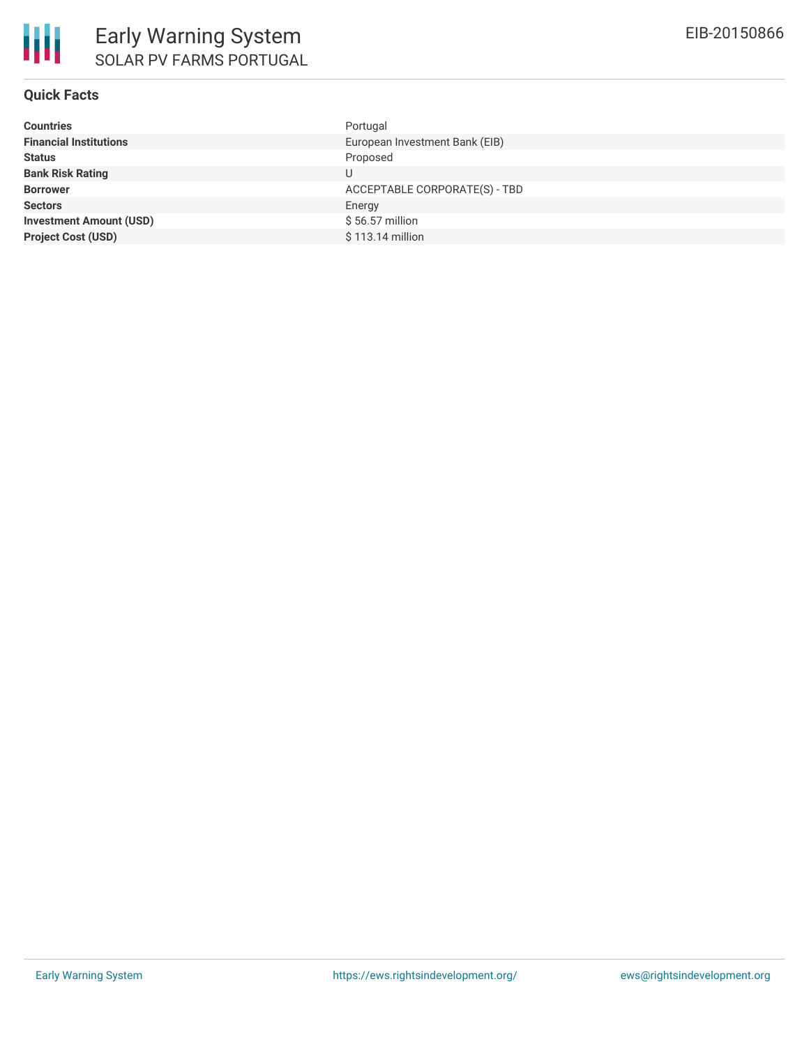# Early Warning System

## SOLAR PV FARMS PORTUGAL

EIB-20150866

### Quick Facts

| | |
|---|---|
| **Countries** | Portugal |
| **Financial Institutions** | European Investment Bank (EIB) |
| **Status** | Proposed |
| **Bank Risk Rating** | U |
| **Borrower** | ACCEPTABLE CORPORATE(S) - TBD |
| **Sectors** | Energy |
| **Investment Amount (USD)** | $ 56.57 million |
| **Project Cost (USD)** | $ 113.14 million |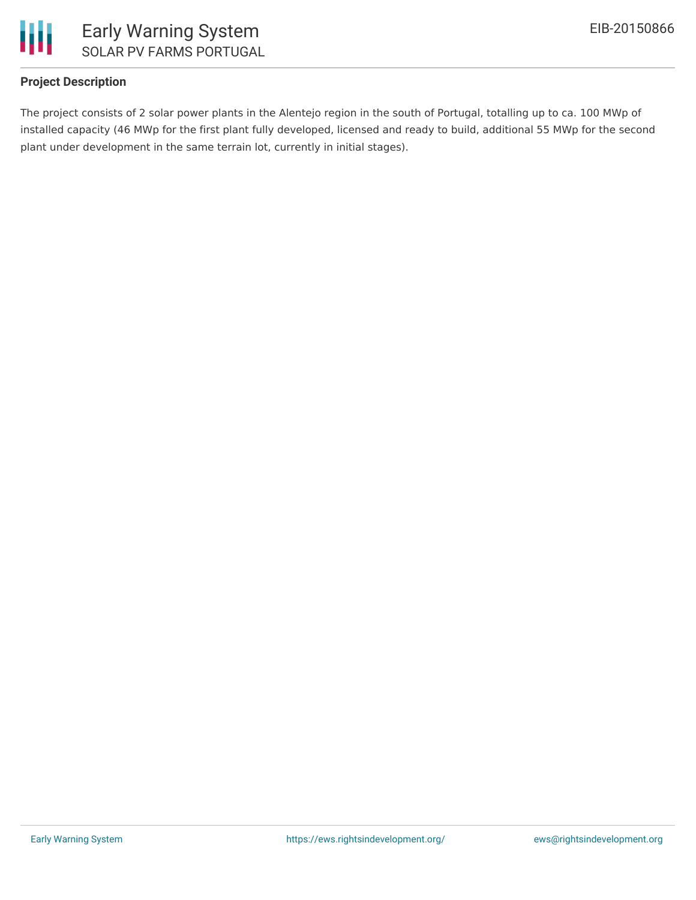### Project Description

The project consists of 2 solar power plants in the Alentejo region in the south of Portugal, totalling up to ca. 100 MWp of installed capacity (46 MWp for the first plant fully developed, licensed and ready to build, additional 55 MWp for the second plant under development in the same terrain lot, currently in initial stages).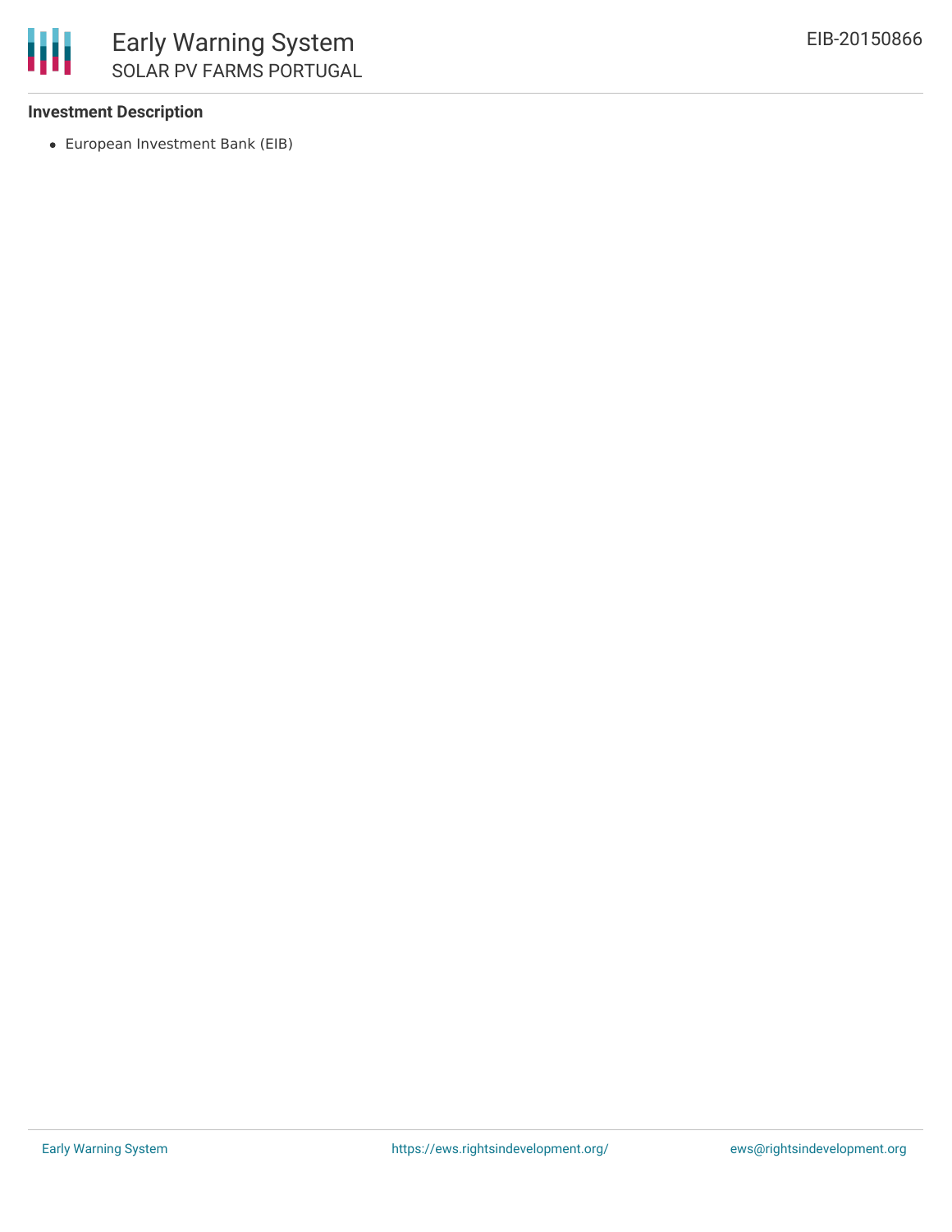**Investment Description**

- European Investment Bank (EIB)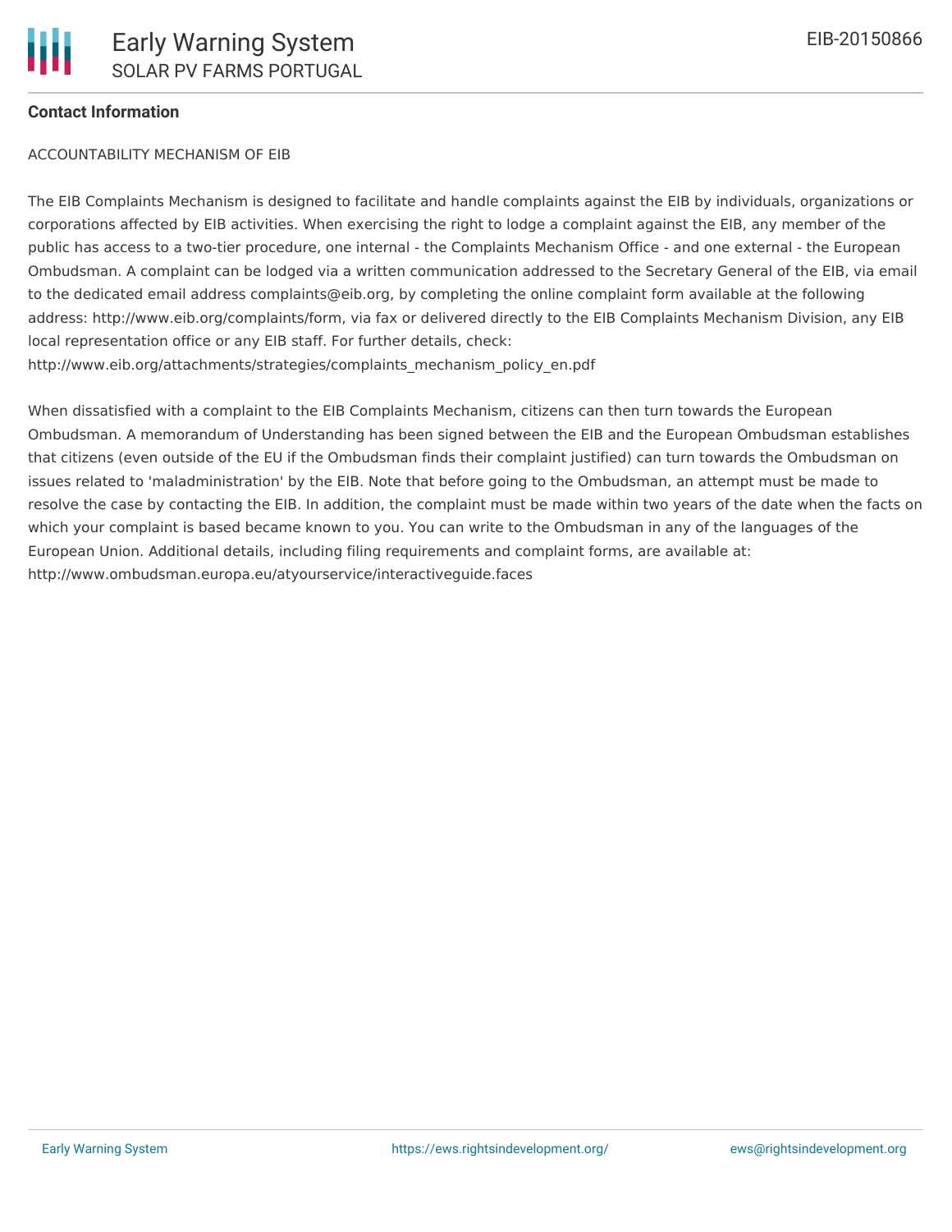#### Contact Information

ACCOUNTABILITY MECHANISM OF EIB

The EIB Complaints Mechanism is designed to facilitate and handle complaints against the EIB by individuals, organizations or corporations affected by EIB activities. When exercising the right to lodge a complaint against the EIB, any member of the public has access to a two-tier procedure, one internal - the Complaints Mechanism Office - and one external - the European Ombudsman. A complaint can be lodged via a written communication addressed to the Secretary General of the EIB, via email to the dedicated email address complaints@eib.org, by completing the online complaint form available at the following address: http://www.eib.org/complaints/form, via fax or delivered directly to the EIB Complaints Mechanism Division, any EIB local representation office or any EIB staff. For further details, check: http://www.eib.org/attachments/strategies/complaints_mechanism_policy_en.pdf

When dissatisfied with a complaint to the EIB Complaints Mechanism, citizens can then turn towards the European Ombudsman. A memorandum of Understanding has been signed between the EIB and the European Ombudsman establishes that citizens (even outside of the EU if the Ombudsman finds their complaint justified) can turn towards the Ombudsman on issues related to 'maladministration' by the EIB. Note that before going to the Ombudsman, an attempt must be made to resolve the case by contacting the EIB. In addition, the complaint must be made within two years of the date when the facts on which your complaint is based became known to you. You can write to the Ombudsman in any of the languages of the European Union. Additional details, including filing requirements and complaint forms, are available at: http://www.ombudsman.europa.eu/atyourservice/interactiveguide.faces